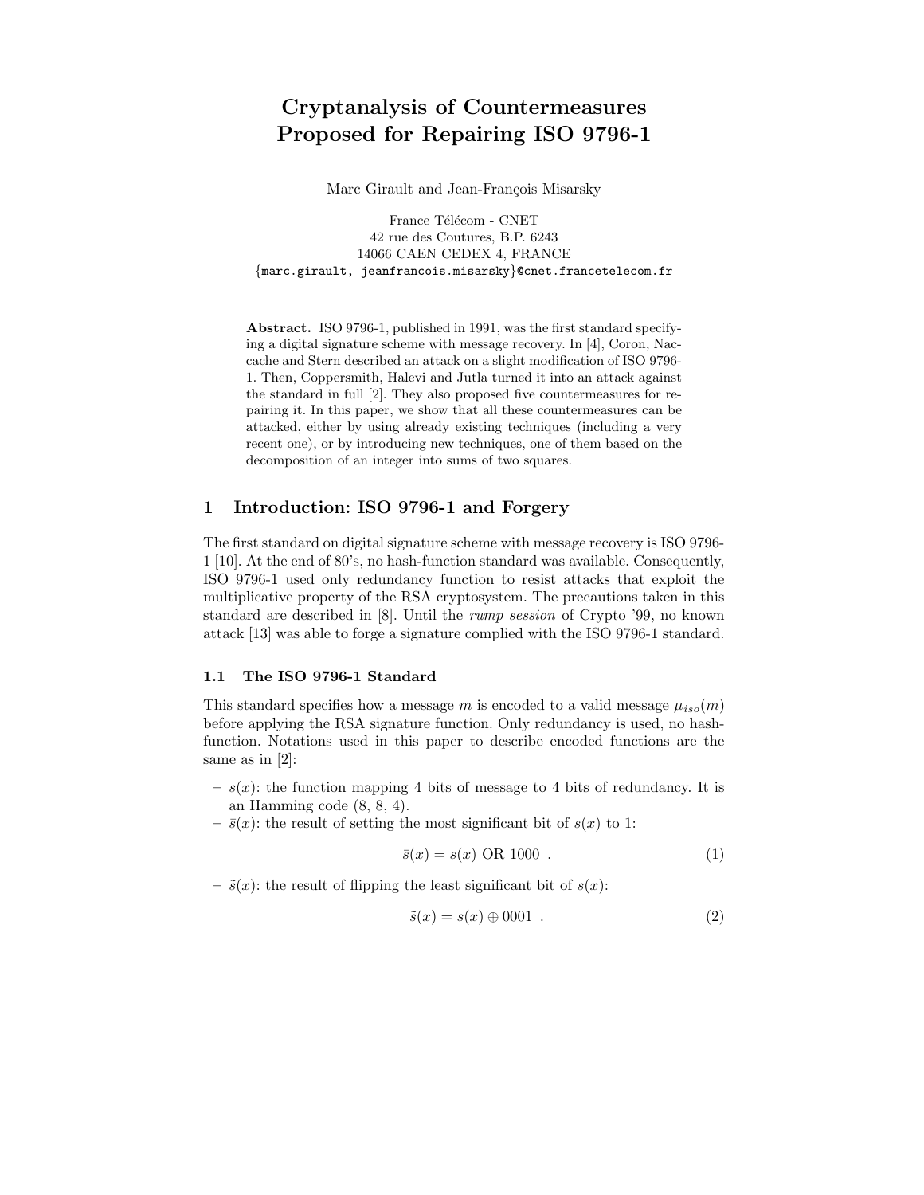# Cryptanalysis of Countermeasures Proposed for Repairing ISO 9796-1

Marc Girault and Jean-François Misarsky

France Télécom - CNET  
42 rue des Coutures, B.P. 6243  
14066 CAEN CEDEX 4, FRANCE  
{marc.girault, jeanfrancois.misarsky}@cnet.francetelecom.fr

**Abstract.** ISO 9796-1, published in 1991, was the first standard specifying a digital signature scheme with message recovery. In [4], Coron, Naccache and Stern described an attack on a slight modification of ISO 9796-1. Then, Coppersmith, Halevi and Jutla turned it into an attack against the standard in full [2]. They also proposed five countermeasures for repairing it. In this paper, we show that all these countermeasures can be attacked, either by using already existing techniques (including a very recent one), or by introducing new techniques, one of them based on the decomposition of an integer into sums of two squares.

## 1 Introduction: ISO 9796-1 and Forgery

The first standard on digital signature scheme with message recovery is ISO 9796-1 [10]. At the end of 80's, no hash-function standard was available. Consequently, ISO 9796-1 used only redundancy function to resist attacks that exploit the multiplicative property of the RSA cryptosystem. The precautions taken in this standard are described in [8]. Until the *rump session* of Crypto '99, no known attack [13] was able to forge a signature complied with the ISO 9796-1 standard.

### 1.1 The ISO 9796-1 Standard

This standard specifies how a message $m$ is encoded to a valid message $\mu_{iso}(m)$ before applying the RSA signature function. Only redundancy is used, no hash-function. Notations used in this paper to describe encoded functions are the same as in [2]:

- $s(x)$: the function mapping 4 bits of message to 4 bits of redundancy. It is an Hamming code (8, 8, 4).
- $\bar{s}(x)$: the result of setting the most significant bit of $s(x)$ to 1:

$$\bar{s}(x) = s(x) \text{ OR } 1000 \ . \tag{1}$$

- $\tilde{s}(x)$: the result of flipping the least significant bit of $s(x)$:

$$\tilde{s}(x) = s(x) \oplus 0001 \ . \tag{2}$$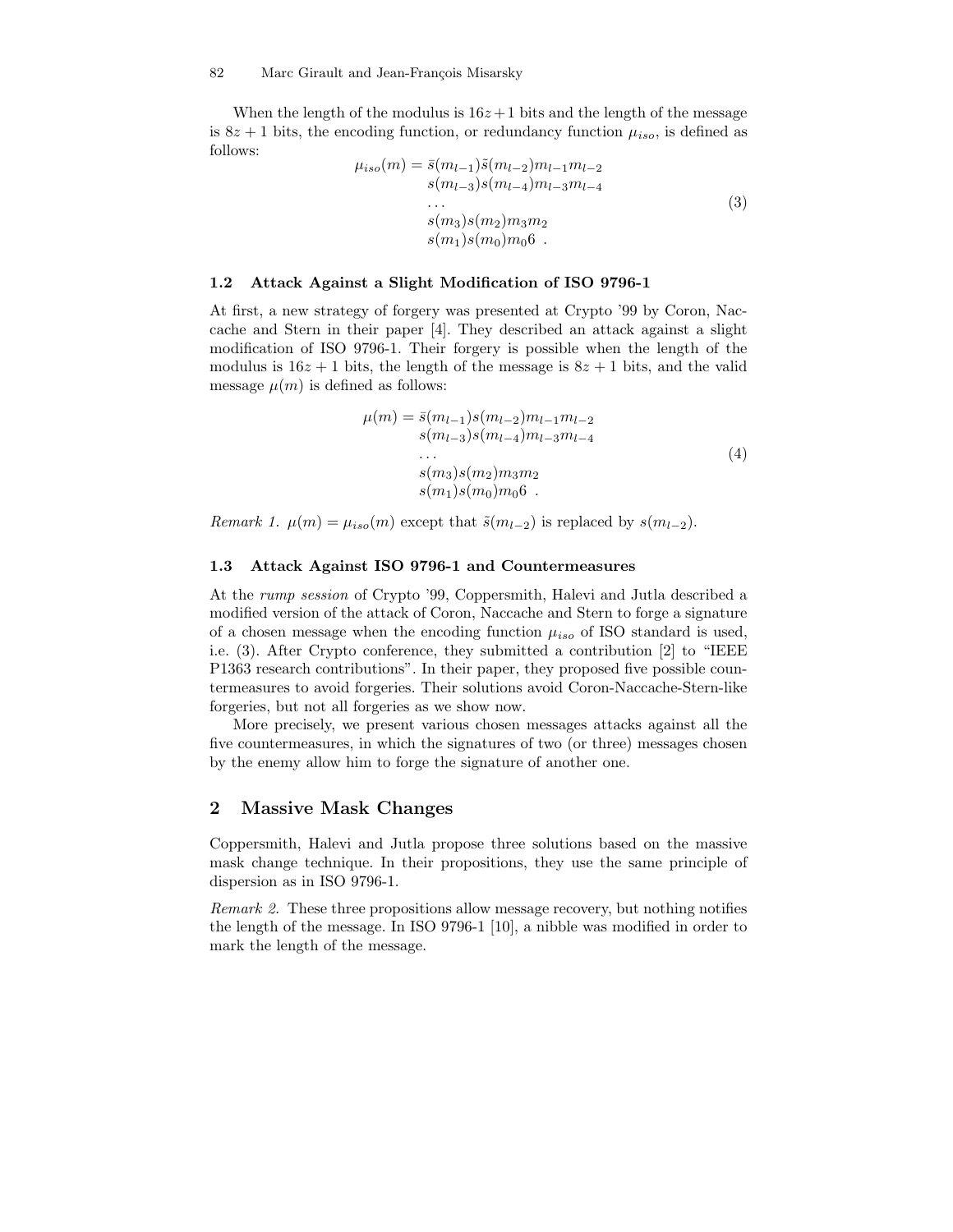When the length of the modulus is $16z+1$ bits and the length of the message is $8z+1$ bits, the encoding function, or redundancy function $\mu_{iso}$, is defined as follows:

$$
\begin{aligned}
\mu_{iso}(m) = \bar{s}(m_{l-1})\tilde{s}(m_{l-2})m_{l-1}m_{l-2} \\
s(m_{l-3})s(m_{l-4})m_{l-3}m_{l-4} \\
\ldots \\
s(m_3)s(m_2)m_3m_2 \\
s(m_1)s(m_0)m_0 6 \ .
\end{aligned}
\tag{3}
$$

### 1.2 Attack Against a Slight Modification of ISO 9796-1

At first, a new strategy of forgery was presented at Crypto '99 by Coron, Naccache and Stern in their paper [4]. They described an attack against a slight modification of ISO 9796-1. Their forgery is possible when the length of the modulus is $16z+1$ bits, the length of the message is $8z+1$ bits, and the valid message $\mu(m)$ is defined as follows:

$$
\begin{aligned}
\mu(m) = \bar{s}(m_{l-1})s(m_{l-2})m_{l-1}m_{l-2} \\
s(m_{l-3})s(m_{l-4})m_{l-3}m_{l-4} \\
\ldots \\
s(m_3)s(m_2)m_3m_2 \\
s(m_1)s(m_0)m_0 6 \ .
\end{aligned}
\tag{4}
$$

*Remark 1.* $\mu(m) = \mu_{iso}(m)$ except that $\tilde{s}(m_{l-2})$ is replaced by $s(m_{l-2})$.

### 1.3 Attack Against ISO 9796-1 and Countermeasures

At the *rump session* of Crypto '99, Coppersmith, Halevi and Jutla described a modified version of the attack of Coron, Naccache and Stern to forge a signature of a chosen message when the encoding function $\mu_{iso}$ of ISO standard is used, i.e. (3). After Crypto conference, they submitted a contribution [2] to "IEEE P1363 research contributions". In their paper, they proposed five possible countermeasures to avoid forgeries. Their solutions avoid Coron-Naccache-Stern-like forgeries, but not all forgeries as we show now.

More precisely, we present various chosen messages attacks against all the five countermeasures, in which the signatures of two (or three) messages chosen by the enemy allow him to forge the signature of another one.

## 2 Massive Mask Changes

Coppersmith, Halevi and Jutla propose three solutions based on the massive mask change technique. In their propositions, they use the same principle of dispersion as in ISO 9796-1.

*Remark 2.* These three propositions allow message recovery, but nothing notifies the length of the message. In ISO 9796-1 [10], a nibble was modified in order to mark the length of the message.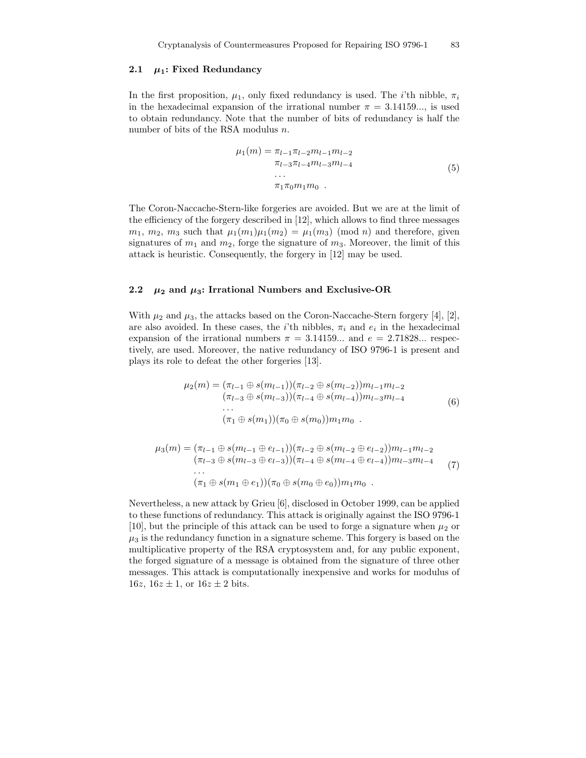### 2.1 $\mu_1$: Fixed Redundancy

In the first proposition, $\mu_1$, only fixed redundancy is used. The $i$'th nibble, $\pi_i$ in the hexadecimal expansion of the irrational number $\pi = 3.14159...$, is used to obtain redundancy. Note that the number of bits of redundancy is half the number of bits of the RSA modulus $n$.

$$
\begin{aligned}
\mu_1(m) = \;& \pi_{l-1}\pi_{l-2}m_{l-1}m_{l-2} \\
& \pi_{l-3}\pi_{l-4}m_{l-3}m_{l-4} \\
& \ldots \\
& \pi_1\pi_0 m_1 m_0 \ .
\end{aligned}
\tag{5}
$$

The Coron-Naccache-Stern-like forgeries are avoided. But we are at the limit of the efficiency of the forgery described in [12], which allows to find three messages $m_1$, $m_2$, $m_3$ such that $\mu_1(m_1)\mu_1(m_2) = \mu_1(m_3) \pmod{n}$ and therefore, given signatures of $m_1$ and $m_2$, forge the signature of $m_3$. Moreover, the limit of this attack is heuristic. Consequently, the forgery in [12] may be used.

### 2.2 $\mu_2$ and $\mu_3$: Irrational Numbers and Exclusive-OR

With $\mu_2$ and $\mu_3$, the attacks based on the Coron-Naccache-Stern forgery [4], [2], are also avoided. In these cases, the $i$'th nibbles, $\pi_i$ and $e_i$ in the hexadecimal expansion of the irrational numbers $\pi = 3.14159...$ and $e = 2.71828...$ respectively, are used. Moreover, the native redundancy of ISO 9796-1 is present and plays its role to defeat the other forgeries [13].

$$
\begin{aligned}
\mu_2(m) = \;& (\pi_{l-1} \oplus s(m_{l-1}))(\pi_{l-2} \oplus s(m_{l-2}))m_{l-1}m_{l-2} \\
& (\pi_{l-3} \oplus s(m_{l-3}))(\pi_{l-4} \oplus s(m_{l-4}))m_{l-3}m_{l-4} \\
& \ldots \\
& (\pi_1 \oplus s(m_1))(\pi_0 \oplus s(m_0))m_1 m_0 \ .
\end{aligned}
\tag{6}
$$

$$
\begin{aligned}
\mu_3(m) = \;& (\pi_{l-1} \oplus s(m_{l-1} \oplus e_{l-1}))(\pi_{l-2} \oplus s(m_{l-2} \oplus e_{l-2}))m_{l-1}m_{l-2} \\
& (\pi_{l-3} \oplus s(m_{l-3} \oplus e_{l-3}))(\pi_{l-4} \oplus s(m_{l-4} \oplus e_{l-4}))m_{l-3}m_{l-4} \\
& \ldots \\
& (\pi_1 \oplus s(m_1 \oplus e_1))(\pi_0 \oplus s(m_0 \oplus e_0))m_1 m_0 \ .
\end{aligned}
\tag{7}
$$

Nevertheless, a new attack by Grieu [6], disclosed in October 1999, can be applied to these functions of redundancy. This attack is originally against the ISO 9796-1 [10], but the principle of this attack can be used to forge a signature when $\mu_2$ or $\mu_3$ is the redundancy function in a signature scheme. This forgery is based on the multiplicative property of the RSA cryptosystem and, for any public exponent, the forged signature of a message is obtained from the signature of three other messages. This attack is computationally inexpensive and works for modulus of $16z$, $16z \pm 1$, or $16z \pm 2$ bits.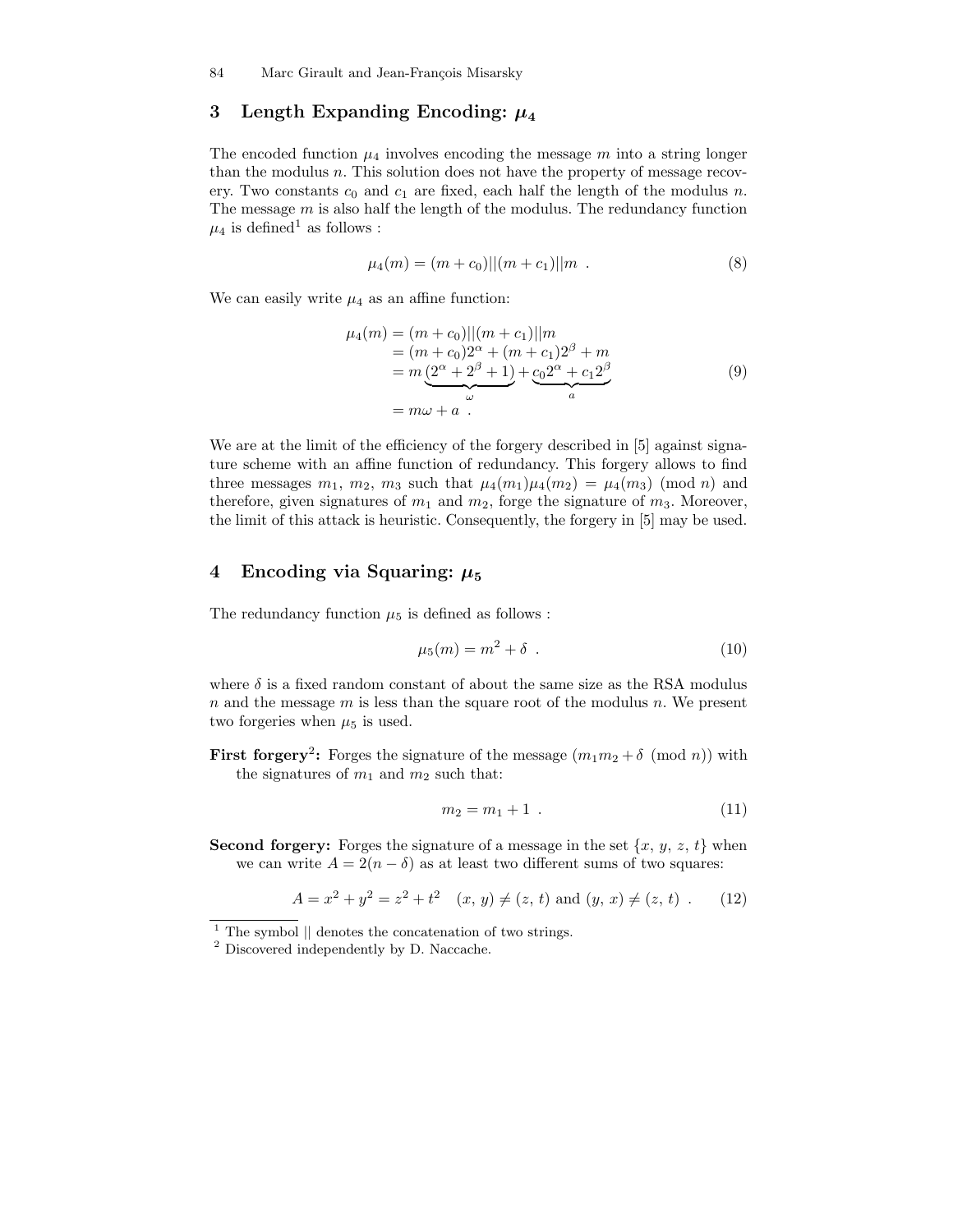## 3 Length Expanding Encoding: $\mu_4$

The encoded function $\mu_4$ involves encoding the message $m$ into a string longer than the modulus $n$. This solution does not have the property of message recovery. Two constants $c_0$ and $c_1$ are fixed, each half the length of the modulus $n$. The message $m$ is also half the length of the modulus. The redundancy function $\mu_4$ is defined[1] as follows :

$$\mu_4(m) = (m + c_0)||(m + c_1)||m \ . \tag{8}$$

We can easily write $\mu_4$ as an affine function:

$$\begin{aligned}
\mu_4(m) &= (m + c_0)||(m + c_1)||m \\
&= (m + c_0)2^{\alpha} + (m + c_1)2^{\beta} + m \\
&= m \underbrace{(2^{\alpha} + 2^{\beta} + 1)}_{\omega} + \underbrace{c_0 2^{\alpha} + c_1 2^{\beta}}_{a} \\
&= m\omega + a \ .
\end{aligned} \tag{9}$$

We are at the limit of the efficiency of the forgery described in [5] against signature scheme with an affine function of redundancy. This forgery allows to find three messages $m_1$, $m_2$, $m_3$ such that $\mu_4(m_1)\mu_4(m_2) = \mu_4(m_3) \pmod n$ and therefore, given signatures of $m_1$ and $m_2$, forge the signature of $m_3$. Moreover, the limit of this attack is heuristic. Consequently, the forgery in [5] may be used.

## 4 Encoding via Squaring: $\mu_5$

The redundancy function $\mu_5$ is defined as follows :

$$\mu_5(m) = m^2 + \delta \ . \tag{10}$$

where $\delta$ is a fixed random constant of about the same size as the RSA modulus $n$ and the message $m$ is less than the square root of the modulus $n$. We present two forgeries when $\mu_5$ is used.

**First forgery**[2]**:** Forges the signature of the message $(m_1 m_2 + \delta \pmod n)$ with the signatures of $m_1$ and $m_2$ such that:

$$m_2 = m_1 + 1 \ . \tag{11}$$

**Second forgery:** Forges the signature of a message in the set $\{x, y, z, t\}$ when we can write $A = 2(n - \delta)$ as at least two different sums of two squares:

$$A = x^2 + y^2 = z^2 + t^2 \quad (x, y) \neq (z, t) \text{ and } (y, x) \neq (z, t) \ . \tag{12}$$

---

[1] The symbol || denotes the concatenation of two strings.

[2] Discovered independently by D. Naccache.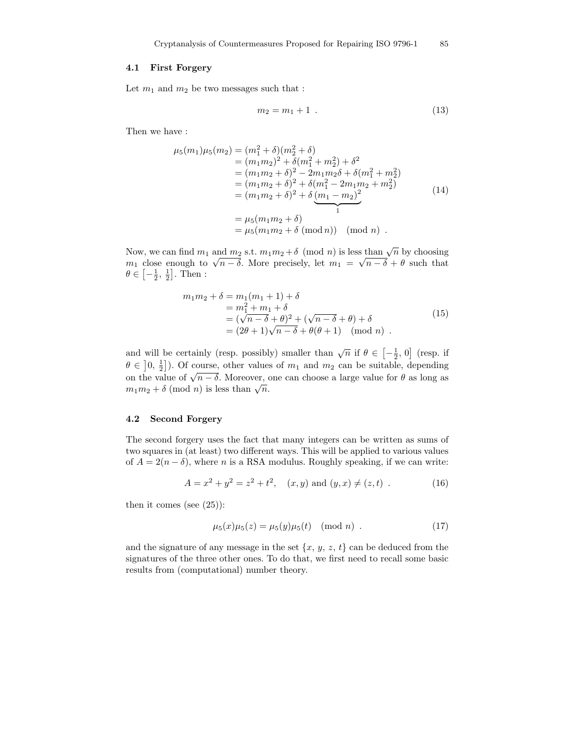### 4.1 First Forgery

Let $m_1$ and $m_2$ be two messages such that :

$$m_2 = m_1 + 1 \ . \tag{13}$$

Then we have :

$$\begin{aligned}
\mu_5(m_1)\mu_5(m_2) &= (m_1^2 + \delta)(m_2^2 + \delta) \\
&= (m_1 m_2)^2 + \delta(m_1^2 + m_2^2) + \delta^2 \\
&= (m_1 m_2 + \delta)^2 - 2m_1 m_2 \delta + \delta(m_1^2 + m_2^2) \\
&= (m_1 m_2 + \delta)^2 + \delta(m_1^2 - 2m_1 m_2 + m_2^2) \\
&= (m_1 m_2 + \delta)^2 + \delta \underbrace{(m_1 - m_2)^2}_{1} \\
&= \mu_5(m_1 m_2 + \delta) \\
&= \mu_5(m_1 m_2 + \delta \ (\mathrm{mod}\, n)) \pmod{n} \ .
\end{aligned} \tag{14}$$

Now, we can find $m_1$ and $m_2$ s.t. $m_1 m_2 + \delta \pmod{n}$ is less than $\sqrt{n}$ by choosing $m_1$ close enough to $\sqrt{n - \delta}$. More precisely, let $m_1 = \sqrt{n - \delta} + \theta$ such that $\theta \in \left[-\frac{1}{2}, \frac{1}{2}\right]$. Then :

$$\begin{aligned}
m_1 m_2 + \delta &= m_1(m_1 + 1) + \delta \\
&= m_1^2 + m_1 + \delta \\
&= (\sqrt{n - \delta} + \theta)^2 + (\sqrt{n - \delta} + \theta) + \delta \\
&= (2\theta + 1)\sqrt{n - \delta} + \theta(\theta + 1) \pmod{n} \ .
\end{aligned} \tag{15}$$

and will be certainly (resp. possibly) smaller than $\sqrt{n}$ if $\theta \in \left[-\frac{1}{2}, 0\right]$ (resp. if $\theta \in \left]0, \frac{1}{2}\right]$). Of course, other values of $m_1$ and $m_2$ can be suitable, depending on the value of $\sqrt{n - \delta}$. Moreover, one can choose a large value for $\theta$ as long as $m_1 m_2 + \delta \ (\mathrm{mod}\, n)$ is less than $\sqrt{n}$.

### 4.2 Second Forgery

The second forgery uses the fact that many integers can be written as sums of two squares in (at least) two different ways. This will be applied to various values of $A = 2(n - \delta)$, where $n$ is a RSA modulus. Roughly speaking, if we can write:

$$A = x^2 + y^2 = z^2 + t^2, \quad (x, y) \text{ and } (y, x) \neq (z, t) \ . \tag{16}$$

then it comes (see (25)):

$$\mu_5(x)\mu_5(z) = \mu_5(y)\mu_5(t) \pmod{n} \ . \tag{17}$$

and the signature of any message in the set $\{x, y, z, t\}$ can be deduced from the signatures of the three other ones. To do that, we first need to recall some basic results from (computational) number theory.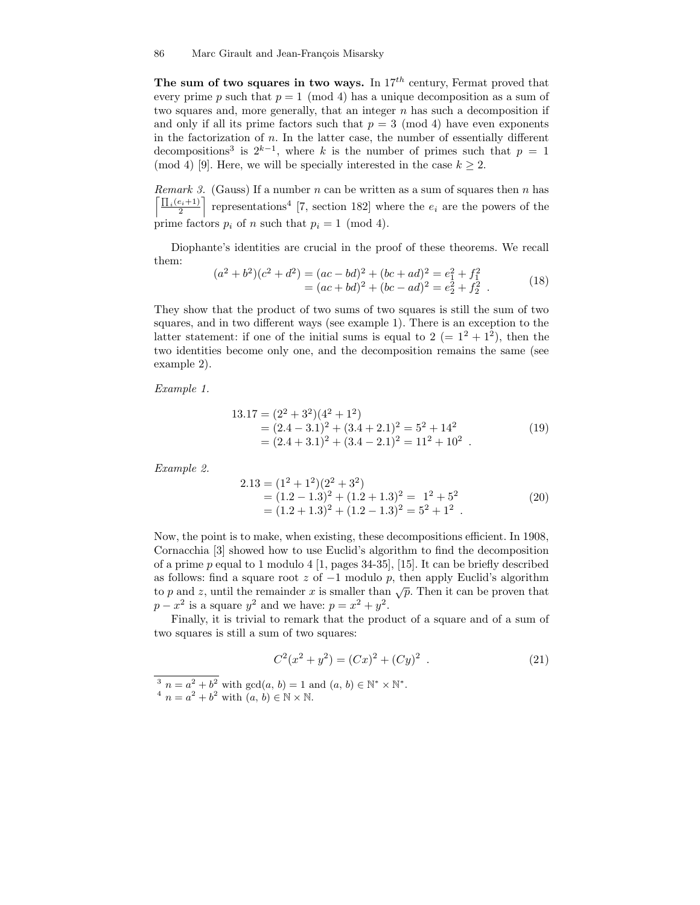**The sum of two squares in two ways.** In $17^{th}$ century, Fermat proved that every prime $p$ such that $p = 1 \pmod 4$ has a unique decomposition as a sum of two squares and, more generally, that an integer $n$ has such a decomposition if and only if all its prime factors such that $p = 3 \pmod 4$ have even exponents in the factorization of $n$. In the latter case, the number of essentially different decompositions[3] is $2^{k-1}$, where $k$ is the number of primes such that $p = 1 \pmod 4$ [9]. Here, we will be specially interested in the case $k \geq 2$.

*Remark 3.* (Gauss) If a number $n$ can be written as a sum of squares then $n$ has $\left\lceil \frac{\prod_i (e_i+1)}{2} \right\rceil$ representations[4] [7, section 182] where the $e_i$ are the powers of the prime factors $p_i$ of $n$ such that $p_i = 1 \pmod 4$.

Diophante's identities are crucial in the proof of these theorems. We recall them:

$$\begin{aligned}(a^2+b^2)(c^2+d^2) &= (ac-bd)^2 + (bc+ad)^2 = e_1^2 + f_1^2 \\ &= (ac+bd)^2 + (bc-ad)^2 = e_2^2 + f_2^2 \ .\end{aligned} \tag{18}$$

They show that the product of two sums of two squares is still the sum of two squares, and in two different ways (see example 1). There is an exception to the latter statement: if one of the initial sums is equal to 2 ($= 1^2 + 1^2$), then the two identities become only one, and the decomposition remains the same (see example 2).

*Example 1.*

$$\begin{aligned}13.17 &= (2^2+3^2)(4^2+1^2) \\ &= (2.4-3.1)^2 + (3.4+2.1)^2 = 5^2 + 14^2 \\ &= (2.4+3.1)^2 + (3.4-2.1)^2 = 11^2 + 10^2 \ .\end{aligned} \tag{19}$$

*Example 2.*

$$\begin{aligned}2.13 &= (1^2+1^2)(2^2+3^2) \\ &= (1.2-1.3)^2 + (1.2+1.3)^2 = 1^2 + 5^2 \\ &= (1.2+1.3)^2 + (1.2-1.3)^2 = 5^2 + 1^2 \ .\end{aligned} \tag{20}$$

Now, the point is to make, when existing, these decompositions efficient. In 1908, Cornacchia [3] showed how to use Euclid's algorithm to find the decomposition of a prime $p$ equal to 1 modulo 4 [1, pages 34-35], [15]. It can be briefly described as follows: find a square root $z$ of $-1$ modulo $p$, then apply Euclid's algorithm to $p$ and $z$, until the remainder $x$ is smaller than $\sqrt{p}$. Then it can be proven that $p - x^2$ is a square $y^2$ and we have: $p = x^2 + y^2$.

Finally, it is trivial to remark that the product of a square and of a sum of two squares is still a sum of two squares:

$$C^2(x^2+y^2) = (Cx)^2 + (Cy)^2 \ . \tag{21}$$

---

[3] $n = a^2 + b^2$ with $\gcd(a, b) = 1$ and $(a, b) \in \mathbb{N}^* \times \mathbb{N}^*$.

[4] $n = a^2 + b^2$ with $(a, b) \in \mathbb{N} \times \mathbb{N}$.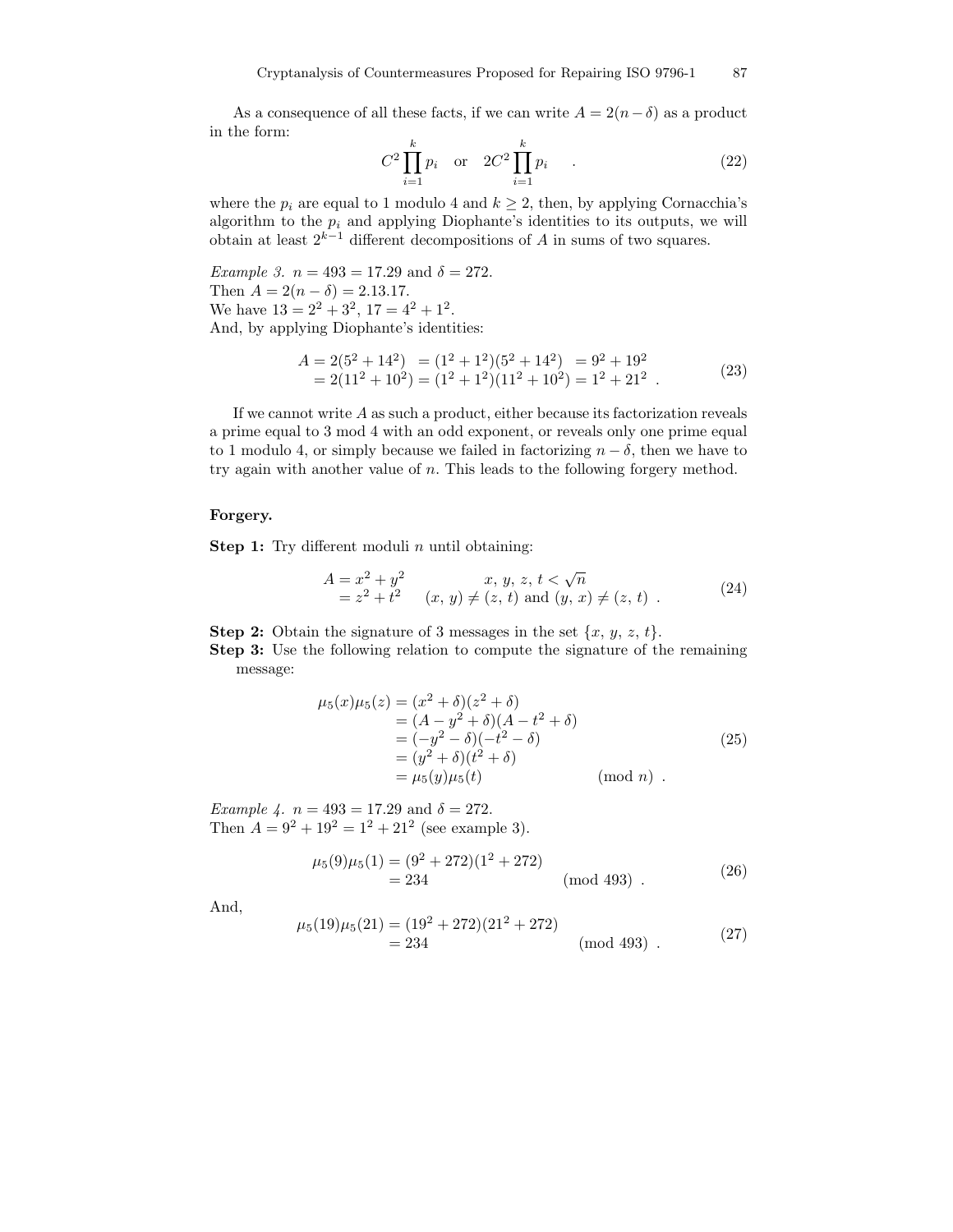As a consequence of all these facts, if we can write $A = 2(n - \delta)$ as a product in the form:

$$C^2 \prod_{i=1}^{k} p_i \quad \text{or} \quad 2C^2 \prod_{i=1}^{k} p_i \quad . \tag{22}$$

where the $p_i$ are equal to 1 modulo 4 and $k \geq 2$, then, by applying Cornacchia's algorithm to the $p_i$ and applying Diophante's identities to its outputs, we will obtain at least $2^{k-1}$ different decompositions of $A$ in sums of two squares.

*Example 3.* $n = 493 = 17.29$ and $\delta = 272$.
Then $A = 2(n - \delta) = 2.13.17$.
We have $13 = 2^2 + 3^2$, $17 = 4^2 + 1^2$.
And, by applying Diophante's identities:

$$\begin{aligned} A = 2(5^2 + 14^2) &= (1^2 + 1^2)(5^2 + 14^2) &= 9^2 + 19^2 \\ = 2(11^2 + 10^2) &= (1^2 + 1^2)(11^2 + 10^2) &= 1^2 + 21^2 \ . \end{aligned} \tag{23}$$

If we cannot write $A$ as such a product, either because its factorization reveals a prime equal to 3 mod 4 with an odd exponent, or reveals only one prime equal to 1 modulo 4, or simply because we failed in factorizing $n - \delta$, then we have to try again with another value of $n$. This leads to the following forgery method.

**Forgery.**

**Step 1:** Try different moduli $n$ until obtaining:

$$\begin{aligned} A &= x^2 + y^2 & x,\, y,\, z,\, t < \sqrt{n} \\ &= z^2 + t^2 & (x,\, y) \neq (z,\, t) \text{ and } (y,\, x) \neq (z,\, t) \ . \end{aligned} \tag{24}$$

**Step 2:** Obtain the signature of 3 messages in the set $\{x, y, z, t\}$.

**Step 3:** Use the following relation to compute the signature of the remaining message:

$$\begin{aligned} \mu_5(x)\mu_5(z) &= (x^2 + \delta)(z^2 + \delta) \\ &= (A - y^2 + \delta)(A - t^2 + \delta) \\ &= (-y^2 - \delta)(-t^2 - \delta) \\ &= (y^2 + \delta)(t^2 + \delta) \\ &= \mu_5(y)\mu_5(t) \qquad\qquad (\text{mod } n) \ . \end{aligned} \tag{25}$$

*Example 4.* $n = 493 = 17.29$ and $\delta = 272$.
Then $A = 9^2 + 19^2 = 1^2 + 21^2$ (see example 3).

$$\begin{aligned} \mu_5(9)\mu_5(1) &= (9^2 + 272)(1^2 + 272) \\ &= 234 \qquad\qquad (\text{mod } 493) \ . \end{aligned} \tag{26}$$

And,

$$\begin{aligned} \mu_5(19)\mu_5(21) &= (19^2 + 272)(21^2 + 272) \\ &= 234 \qquad\qquad (\text{mod } 493) \ . \end{aligned} \tag{27}$$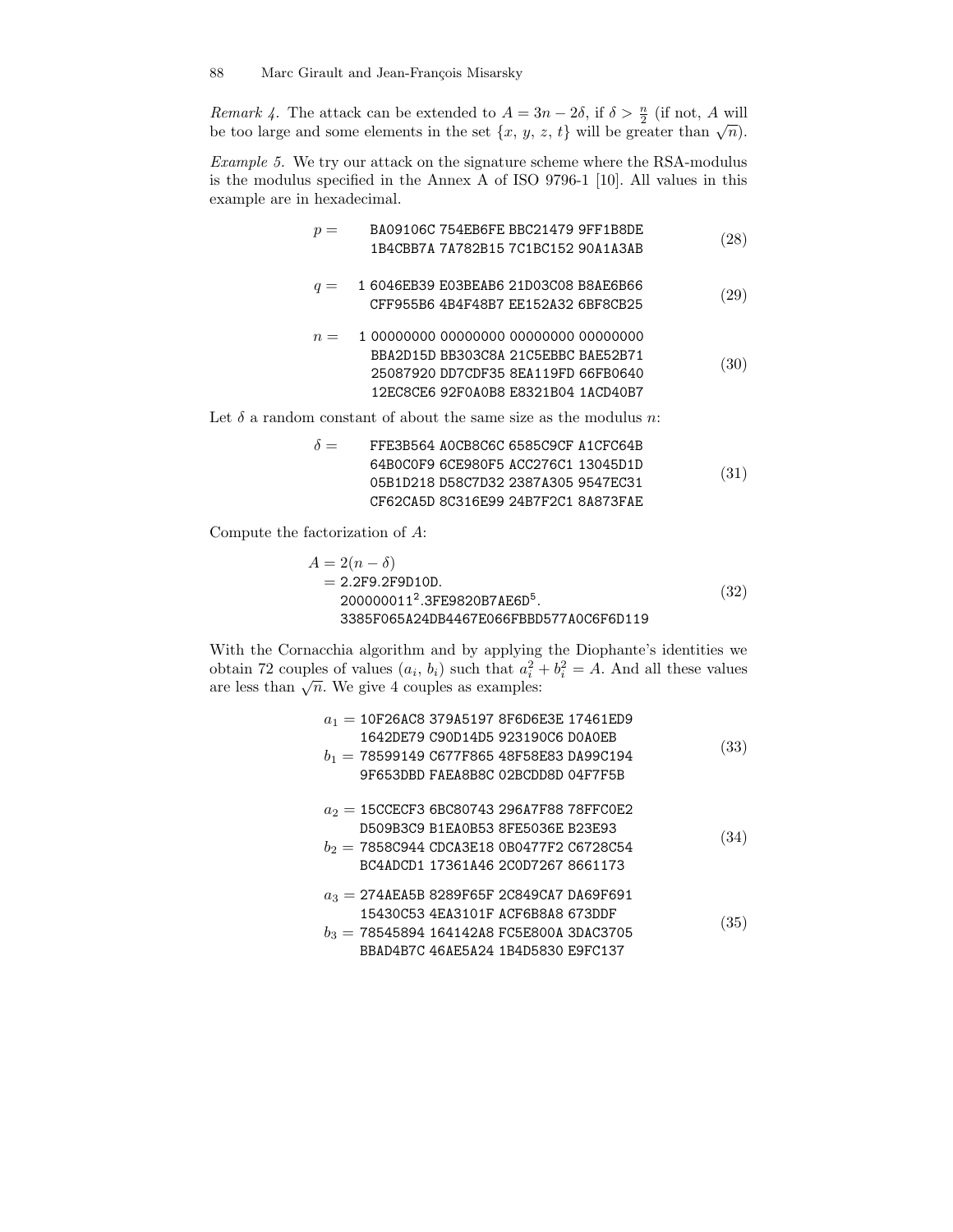*Remark 4.* The attack can be extended to $A = 3n - 2\delta$, if $\delta > \frac{n}{2}$ (if not, $A$ will be too large and some elements in the set $\{x, y, z, t\}$ will be greater than $\sqrt{n}$).

*Example 5.* We try our attack on the signature scheme where the RSA-modulus is the modulus specified in the Annex A of ISO 9796-1 [10]. All values in this example are in hexadecimal.

$$p = \begin{array}{l} \texttt{BA09106C 754EB6FE BBC21479 9FF1B8DE} \\ \texttt{1B4CBB7A 7A782B15 7C1BC152 90A1A3AB} \end{array} \tag{28}$$

$$q = \begin{array}{l} \texttt{1 6046EB39 E03BEAB6 21D03C08 B8AE6B66} \\ \texttt{CFF955B6 4B4F48B7 EE152A32 6BF8CB25} \end{array} \tag{29}$$

$$n = \begin{array}{l} \texttt{1 00000000 00000000 00000000 00000000} \\ \texttt{BBA2D15D BB303C8A 21C5EBBC BAE52B71} \\ \texttt{25087920 DD7CDF35 8EA119FD 66FB0640} \\ \texttt{12EC8CE6 92F0A0B8 E8321B04 1ACD40B7} \end{array} \tag{30}$$

Let $\delta$ a random constant of about the same size as the modulus $n$:

$$\delta = \begin{array}{l} \texttt{FFE3B564 A0CB8C6C 6585C9CF A1CFC64B} \\ \texttt{64B0C0F9 6CE980F5 ACC276C1 13045D1D} \\ \texttt{05B1D218 D58C7D32 2387A305 9547EC31} \\ \texttt{CF62CA5D 8C316E99 24B7F2C1 8A873FAE} \end{array} \tag{31}$$

Compute the factorization of $A$:

$$\begin{aligned} A &= 2(n - \delta) \\ &= \texttt{2.2F9.2F9D10D.} \\ &\quad \texttt{200000011}^2\texttt{.3FE9820B7AE6D}^5\texttt{.} \\ &\quad \texttt{3385F065A24DB4467E066FBBD577A0C6F6D119} \end{aligned} \tag{32}$$

With the Cornacchia algorithm and by applying the Diophante's identities we obtain 72 couples of values $(a_i, b_i)$ such that $a_i^2 + b_i^2 = A$. And all these values are less than $\sqrt{n}$. We give 4 couples as examples:

$$\begin{aligned} a_1 &= \texttt{10F26AC8 379A5197 8F6D6E3E 17461ED9} \\ &\quad\ \texttt{1642DE79 C90D14D5 923190C6 D0A0EB} \\ b_1 &= \texttt{78599149 C677F865 48F58E83 DA99C194} \\ &\quad\ \texttt{9F653DBD FAEA8B8C 02BCDD8D 04F7F5B} \end{aligned} \tag{33}$$

$$\begin{aligned} a_2 &= \texttt{15CCECF3 6BC80743 296A7F88 78FFC0E2} \\ &\quad\ \texttt{D509B3C9 B1EA0B53 8FE5036E B23E93} \\ b_2 &= \texttt{7858C944 CDCA3E18 0B0477F2 C6728C54} \\ &\quad\ \texttt{BC4ADCD1 17361A46 2C0D7267 8661173} \end{aligned} \tag{34}$$

$$\begin{aligned} a_3 &= \texttt{274AEA5B 8289F65F 2C849CA7 DA69F691} \\ &\quad\ \texttt{15430C53 4EA3101F ACF6B8A8 673DDF} \\ b_3 &= \texttt{78545894 164142A8 FC5E800A 3DAC3705} \\ &\quad\ \texttt{BBAD4B7C 46AE5A24 1B4D5830 E9FC137} \end{aligned} \tag{35}$$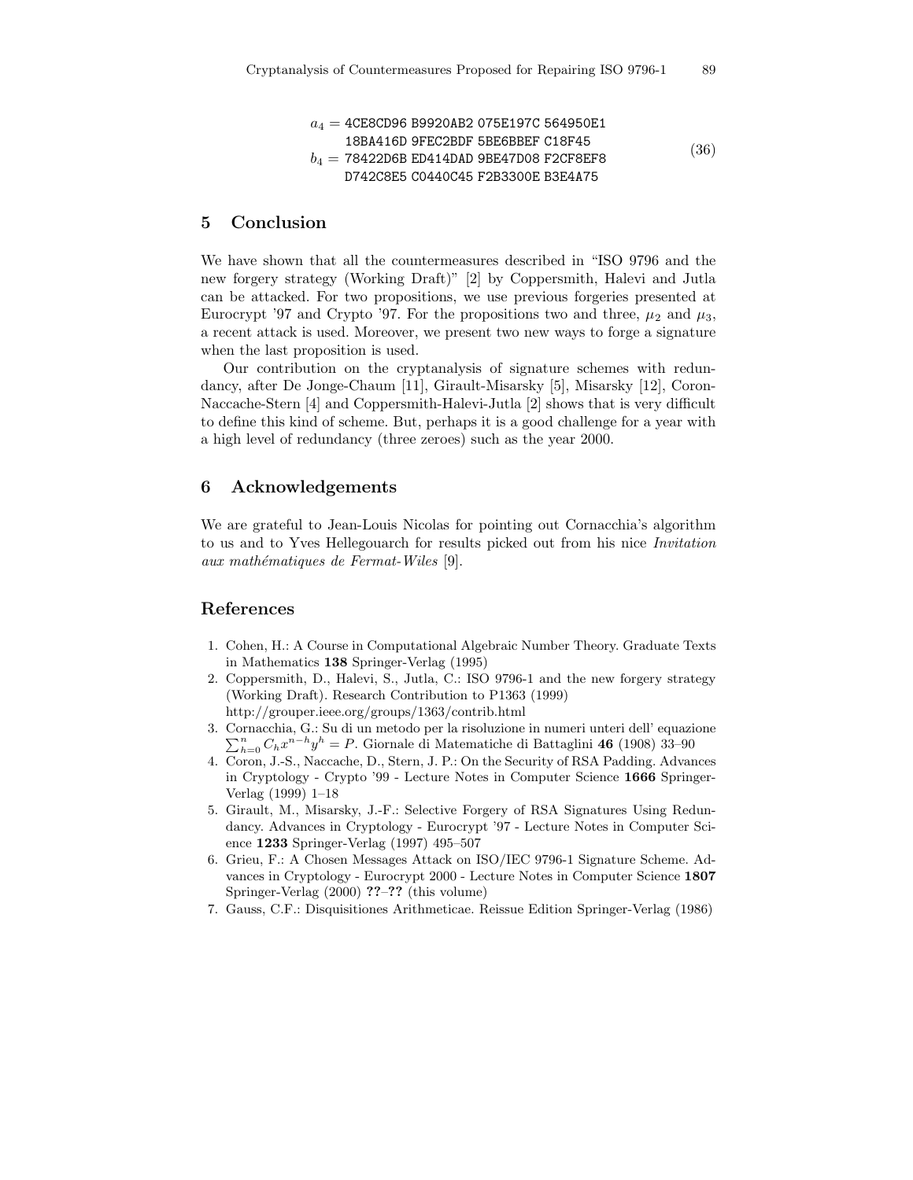$$
\begin{aligned}
a_4 &= \texttt{4CE8CD96 B9920AB2 075E197C 564950E1} \\
&\quad\ \texttt{18BA416D 9FEC2BDF 5BE6BBEF C18F45} \\
b_4 &= \texttt{78422D6B ED414DAD 9BE47D08 F2CF8EF8} \\
&\quad\ \texttt{D742C8E5 C0440C45 F2B3300E B3E4A75}
\end{aligned}
\tag{36}
$$

## 5 Conclusion

We have shown that all the countermeasures described in "ISO 9796 and the new forgery strategy (Working Draft)" [2] by Coppersmith, Halevi and Jutla can be attacked. For two propositions, we use previous forgeries presented at Eurocrypt '97 and Crypto '97. For the propositions two and three, $\mu_2$ and $\mu_3$, a recent attack is used. Moreover, we present two new ways to forge a signature when the last proposition is used.

Our contribution on the cryptanalysis of signature schemes with redundancy, after De Jonge-Chaum [11], Girault-Misarsky [5], Misarsky [12], Coron-Naccache-Stern [4] and Coppersmith-Halevi-Jutla [2] shows that is very difficult to define this kind of scheme. But, perhaps it is a good challenge for a year with a high level of redundancy (three zeroes) such as the year 2000.

## 6 Acknowledgements

We are grateful to Jean-Louis Nicolas for pointing out Cornacchia's algorithm to us and to Yves Hellegouarch for results picked out from his nice *Invitation aux mathématiques de Fermat-Wiles* [9].

## References

1. Cohen, H.: A Course in Computational Algebraic Number Theory. Graduate Texts in Mathematics **138** Springer-Verlag (1995)
2. Coppersmith, D., Halevi, S., Jutla, C.: ISO 9796-1 and the new forgery strategy (Working Draft). Research Contribution to P1363 (1999) http://grouper.ieee.org/groups/1363/contrib.html
3. Cornacchia, G.: Su di un metodo per la risoluzione in numeri unteri dell' equazione $\sum_{h=0}^{n} C_h x^{n-h} y^h = P$. Giornale di Matematiche di Battaglini **46** (1908) 33–90
4. Coron, J.-S., Naccache, D., Stern, J. P.: On the Security of RSA Padding. Advances in Cryptology - Crypto '99 - Lecture Notes in Computer Science **1666** Springer-Verlag (1999) 1–18
5. Girault, M., Misarsky, J.-F.: Selective Forgery of RSA Signatures Using Redundancy. Advances in Cryptology - Eurocrypt '97 - Lecture Notes in Computer Science **1233** Springer-Verlag (1997) 495–507
6. Grieu, F.: A Chosen Messages Attack on ISO/IEC 9796-1 Signature Scheme. Advances in Cryptology - Eurocrypt 2000 - Lecture Notes in Computer Science **1807** Springer-Verlag (2000) **??**–**??** (this volume)
7. Gauss, C.F.: Disquisitiones Arithmeticae. Reissue Edition Springer-Verlag (1986)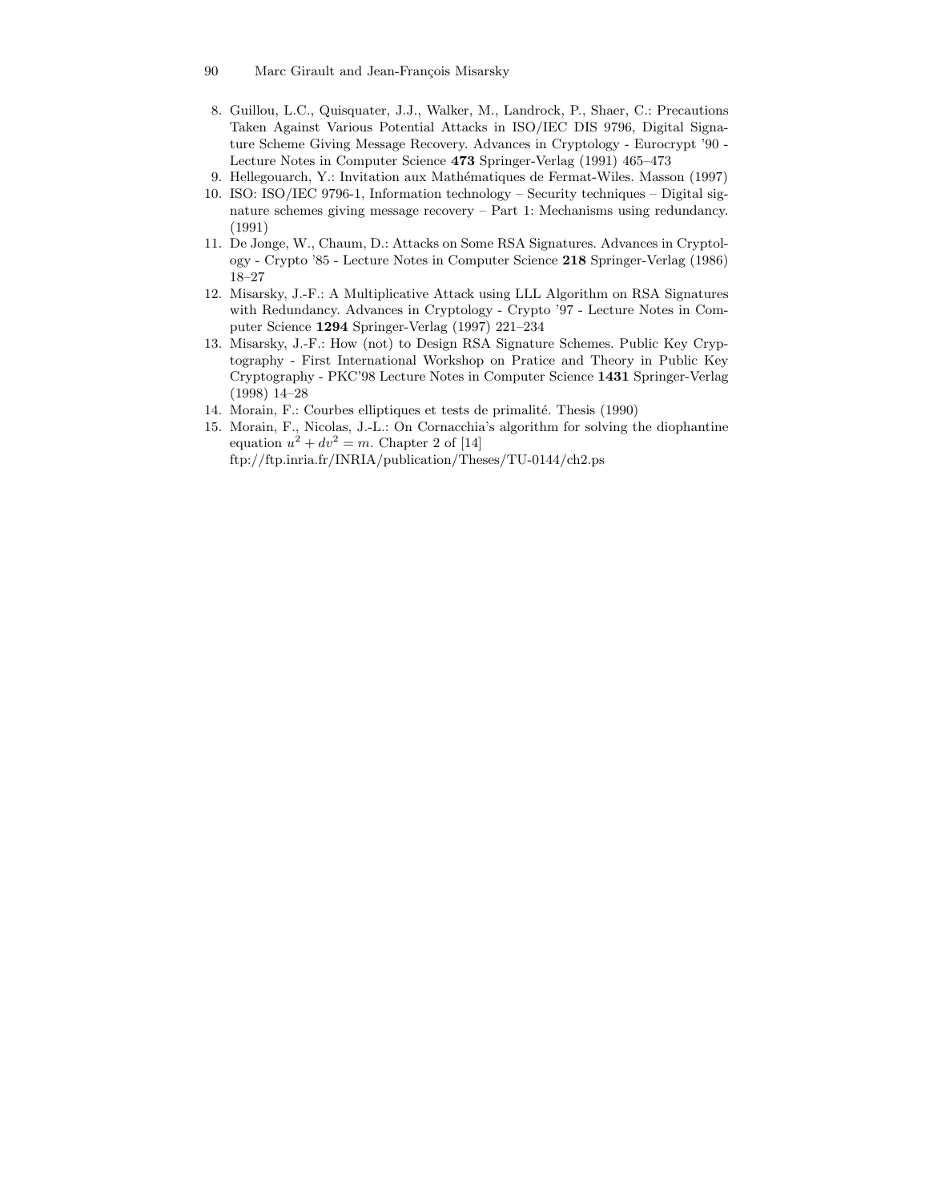8. Guillou, L.C., Quisquater, J.J., Walker, M., Landrock, P., Shaer, C.: Precautions Taken Against Various Potential Attacks in ISO/IEC DIS 9796, Digital Signature Scheme Giving Message Recovery. Advances in Cryptology - Eurocrypt '90 - Lecture Notes in Computer Science **473** Springer-Verlag (1991) 465–473
9. Hellegouarch, Y.: Invitation aux Mathématiques de Fermat-Wiles. Masson (1997)
10. ISO: ISO/IEC 9796-1, Information technology – Security techniques – Digital signature schemes giving message recovery – Part 1: Mechanisms using redundancy. (1991)
11. De Jonge, W., Chaum, D.: Attacks on Some RSA Signatures. Advances in Cryptology - Crypto '85 - Lecture Notes in Computer Science **218** Springer-Verlag (1986) 18–27
12. Misarsky, J.-F.: A Multiplicative Attack using LLL Algorithm on RSA Signatures with Redundancy. Advances in Cryptology - Crypto '97 - Lecture Notes in Computer Science **1294** Springer-Verlag (1997) 221–234
13. Misarsky, J.-F.: How (not) to Design RSA Signature Schemes. Public Key Cryptography - First International Workshop on Pratice and Theory in Public Key Cryptography - PKC'98 Lecture Notes in Computer Science **1431** Springer-Verlag (1998) 14–28
14. Morain, F.: Courbes elliptiques et tests de primalité. Thesis (1990)
15. Morain, F., Nicolas, J.-L.: On Cornacchia's algorithm for solving the diophantine equation $u^2 + dv^2 = m$. Chapter 2 of [14] ftp://ftp.inria.fr/INRIA/publication/Theses/TU-0144/ch2.ps